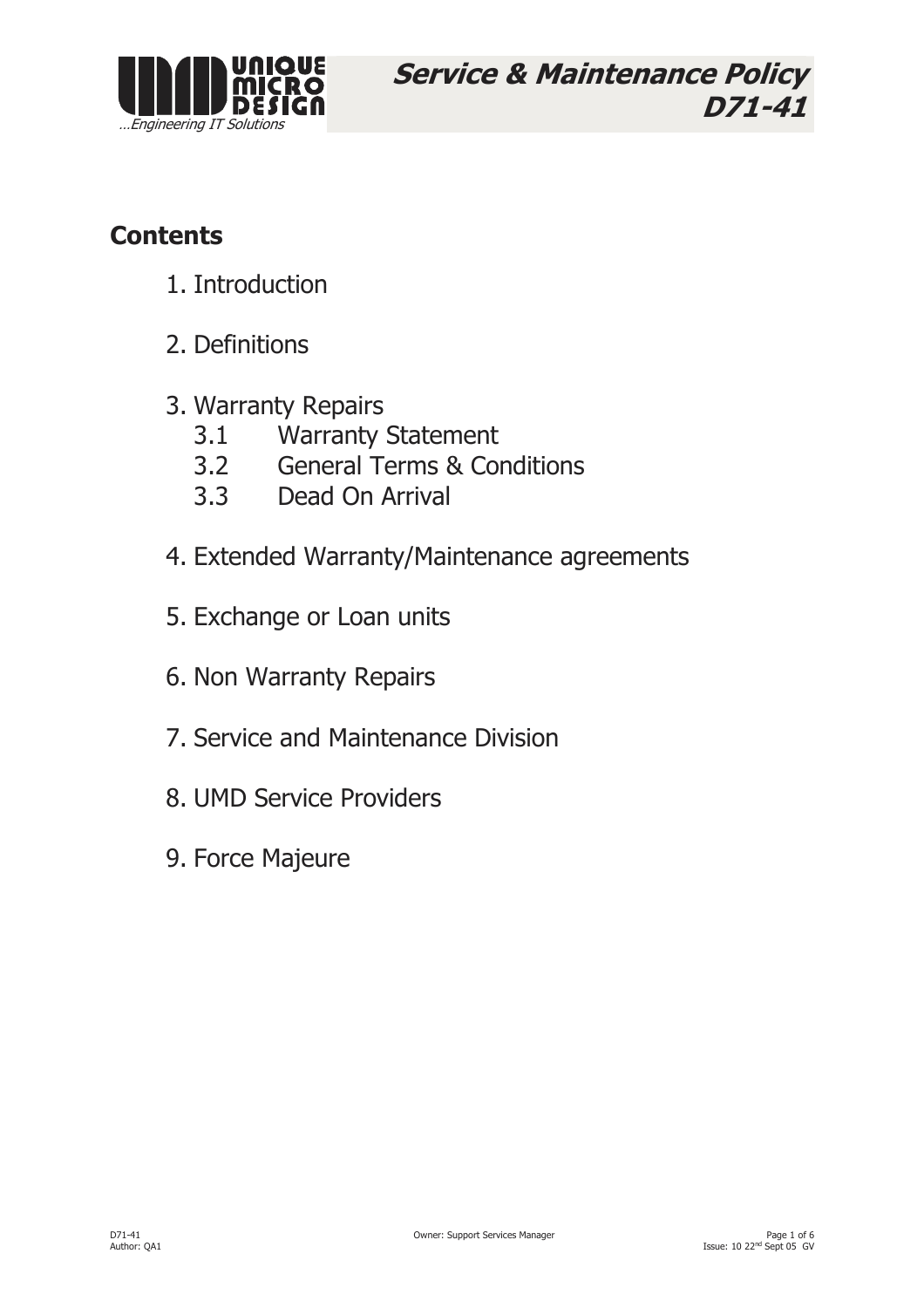# Service & Maintenance Policy D71-41

## Contents

1. Introduction

2. Definitions

3. Warranty Repairs
   - 3.1 Warranty Statement
   - 3.2 General Terms & Conditions
   - 3.3 Dead On Arrival

4. Extended Warranty/Maintenance agreements

5. Exchange or Loan units

6. Non Warranty Repairs

7. Service and Maintenance Division

8. UMD Service Providers

9. Force Majeure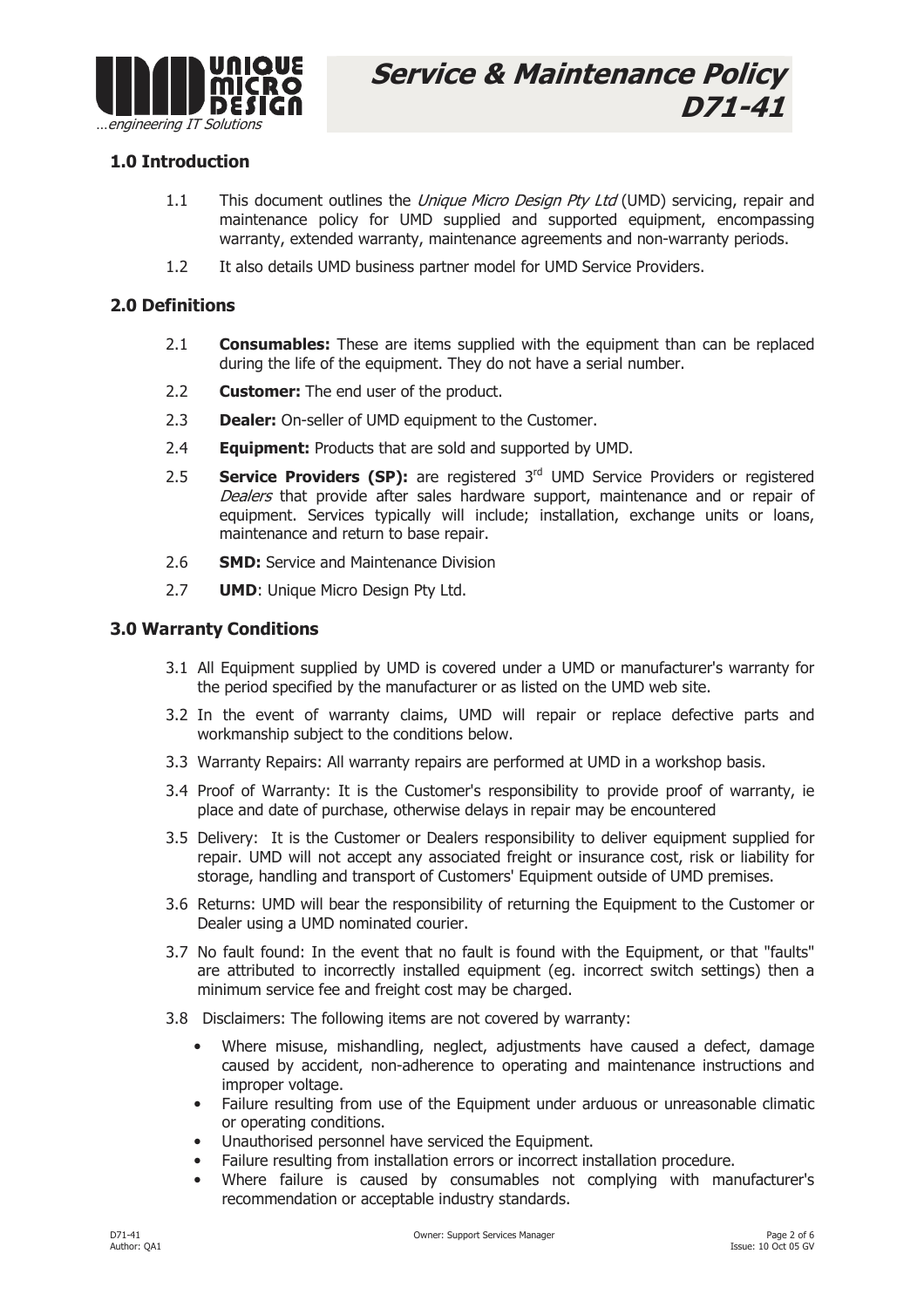## 1.0 Introduction

1.1 This document outlines the *Unique Micro Design Pty Ltd* (UMD) servicing, repair and maintenance policy for UMD supplied and supported equipment, encompassing warranty, extended warranty, maintenance agreements and non-warranty periods.

1.2 It also details UMD business partner model for UMD Service Providers.

## 2.0 Definitions

2.1 **Consumables:** These are items supplied with the equipment than can be replaced during the life of the equipment. They do not have a serial number.

2.2 **Customer:** The end user of the product.

2.3 **Dealer:** On-seller of UMD equipment to the Customer.

2.4 **Equipment:** Products that are sold and supported by UMD.

2.5 **Service Providers (SP):** are registered 3rd UMD Service Providers or registered *Dealers* that provide after sales hardware support, maintenance and or repair of equipment. Services typically will include; installation, exchange units or loans, maintenance and return to base repair.

2.6 **SMD:** Service and Maintenance Division

2.7 **UMD**: Unique Micro Design Pty Ltd.

## 3.0 Warranty Conditions

3.1 All Equipment supplied by UMD is covered under a UMD or manufacturer's warranty for the period specified by the manufacturer or as listed on the UMD web site.

3.2 In the event of warranty claims, UMD will repair or replace defective parts and workmanship subject to the conditions below.

3.3 Warranty Repairs: All warranty repairs are performed at UMD in a workshop basis.

3.4 Proof of Warranty: It is the Customer's responsibility to provide proof of warranty, ie place and date of purchase, otherwise delays in repair may be encountered

3.5 Delivery: It is the Customer or Dealers responsibility to deliver equipment supplied for repair. UMD will not accept any associated freight or insurance cost, risk or liability for storage, handling and transport of Customers' Equipment outside of UMD premises.

3.6 Returns: UMD will bear the responsibility of returning the Equipment to the Customer or Dealer using a UMD nominated courier.

3.7 No fault found: In the event that no fault is found with the Equipment, or that "faults" are attributed to incorrectly installed equipment (eg. incorrect switch settings) then a minimum service fee and freight cost may be charged.

3.8 Disclaimers: The following items are not covered by warranty:

- Where misuse, mishandling, neglect, adjustments have caused a defect, damage caused by accident, non-adherence to operating and maintenance instructions and improper voltage.
- Failure resulting from use of the Equipment under arduous or unreasonable climatic or operating conditions.
- Unauthorised personnel have serviced the Equipment.
- Failure resulting from installation errors or incorrect installation procedure.
- Where failure is caused by consumables not complying with manufacturer's recommendation or acceptable industry standards.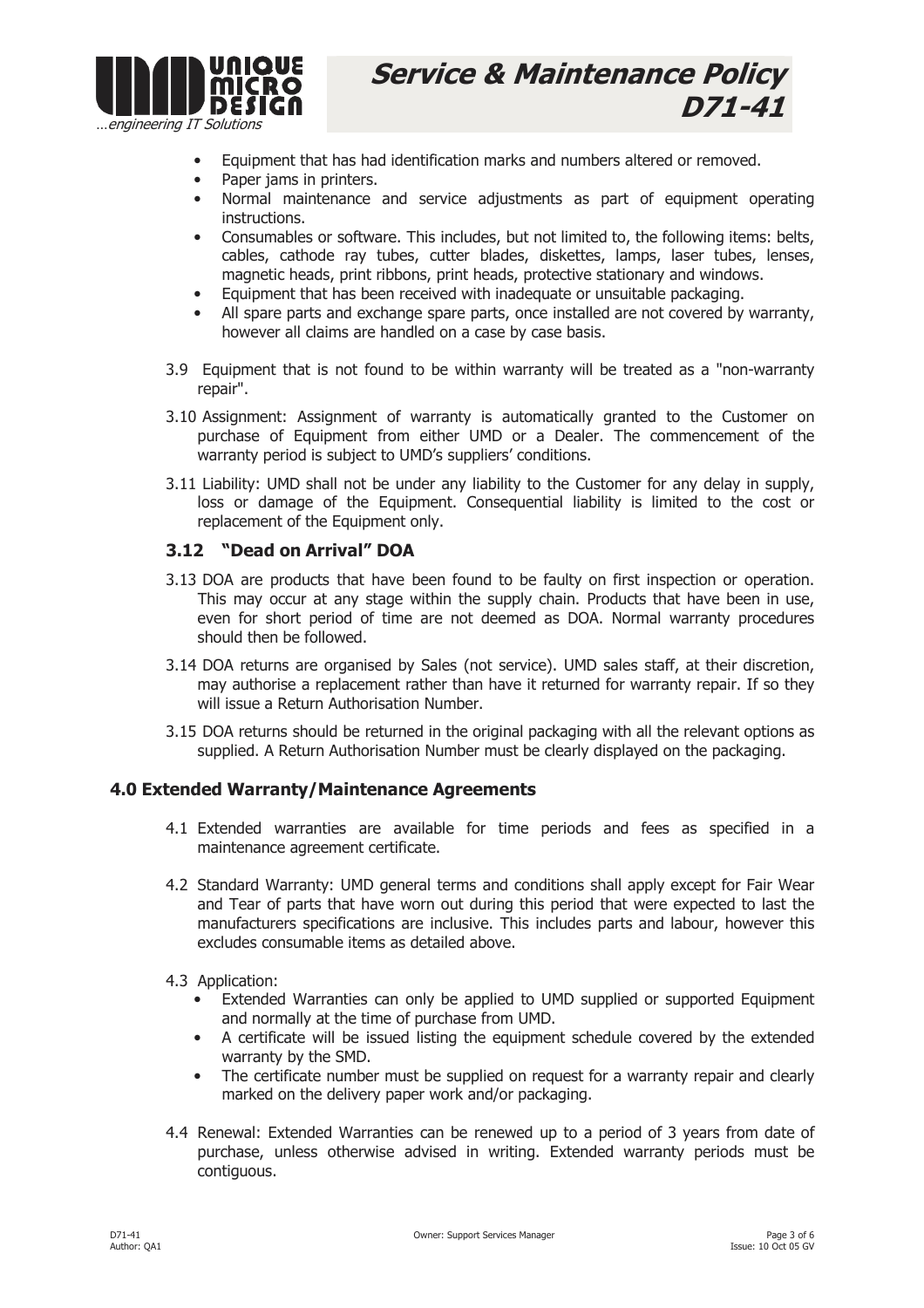- Equipment that has had identification marks and numbers altered or removed.
- Paper jams in printers.
- Normal maintenance and service adjustments as part of equipment operating instructions.
- Consumables or software. This includes, but not limited to, the following items: belts, cables, cathode ray tubes, cutter blades, diskettes, lamps, laser tubes, lenses, magnetic heads, print ribbons, print heads, protective stationary and windows.
- Equipment that has been received with inadequate or unsuitable packaging.
- All spare parts and exchange spare parts, once installed are not covered by warranty, however all claims are handled on a case by case basis.

3.9 Equipment that is not found to be within warranty will be treated as a "non-warranty repair".

3.10 Assignment: Assignment of warranty is automatically granted to the Customer on purchase of Equipment from either UMD or a Dealer. The commencement of the warranty period is subject to UMD's suppliers' conditions.

3.11 Liability: UMD shall not be under any liability to the Customer for any delay in supply, loss or damage of the Equipment. Consequential liability is limited to the cost or replacement of the Equipment only.

### 3.12 "Dead on Arrival" DOA

3.13 DOA are products that have been found to be faulty on first inspection or operation. This may occur at any stage within the supply chain. Products that have been in use, even for short period of time are not deemed as DOA. Normal warranty procedures should then be followed.

3.14 DOA returns are organised by Sales (not service). UMD sales staff, at their discretion, may authorise a replacement rather than have it returned for warranty repair. If so they will issue a Return Authorisation Number.

3.15 DOA returns should be returned in the original packaging with all the relevant options as supplied. A Return Authorisation Number must be clearly displayed on the packaging.

## 4.0 Extended Warranty/Maintenance Agreements

4.1 Extended warranties are available for time periods and fees as specified in a maintenance agreement certificate.

4.2 Standard Warranty: UMD general terms and conditions shall apply except for Fair Wear and Tear of parts that have worn out during this period that were expected to last the manufacturers specifications are inclusive. This includes parts and labour, however this excludes consumable items as detailed above.

4.3 Application:

- Extended Warranties can only be applied to UMD supplied or supported Equipment and normally at the time of purchase from UMD.
- A certificate will be issued listing the equipment schedule covered by the extended warranty by the SMD.
- The certificate number must be supplied on request for a warranty repair and clearly marked on the delivery paper work and/or packaging.

4.4 Renewal: Extended Warranties can be renewed up to a period of 3 years from date of purchase, unless otherwise advised in writing. Extended warranty periods must be contiguous.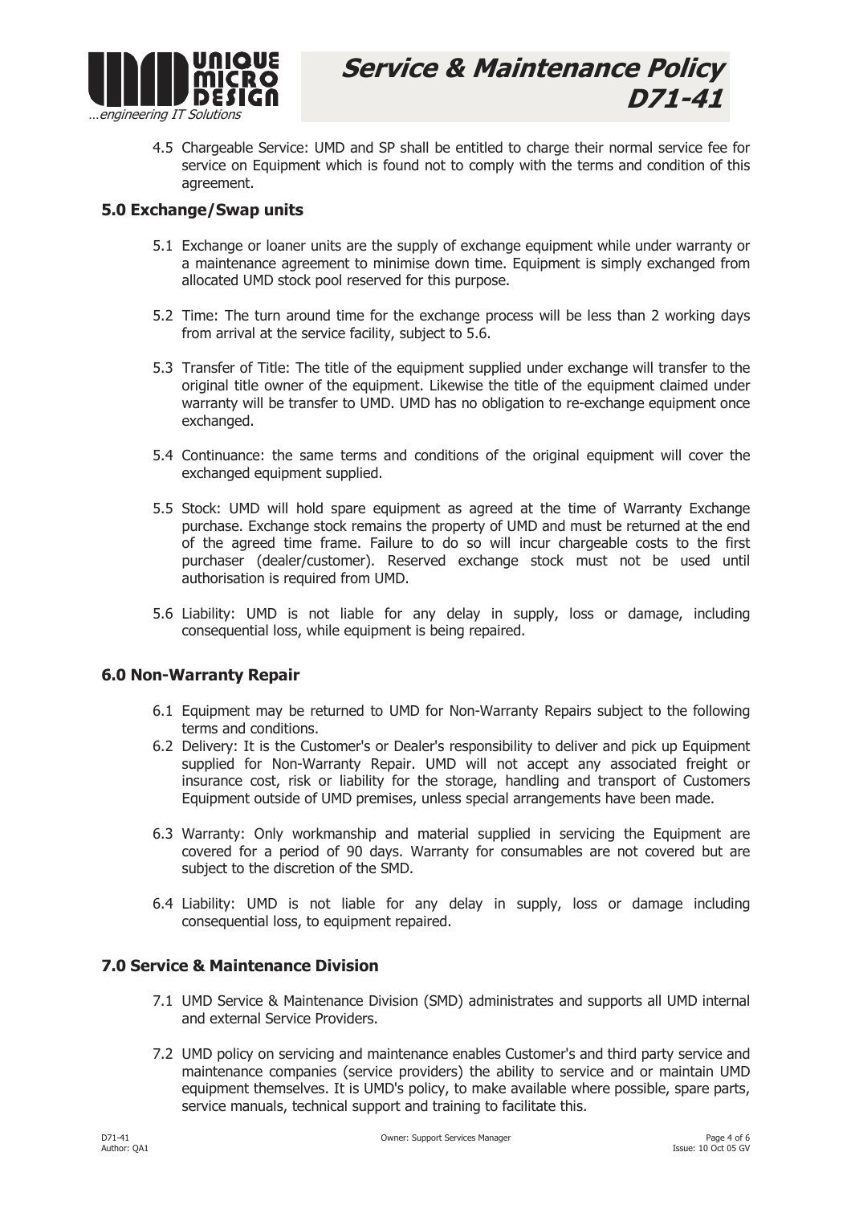4.5 Chargeable Service: UMD and SP shall be entitled to charge their normal service fee for service on Equipment which is found not to comply with the terms and condition of this agreement.

## 5.0 Exchange/Swap units

5.1 Exchange or loaner units are the supply of exchange equipment while under warranty or a maintenance agreement to minimise down time. Equipment is simply exchanged from allocated UMD stock pool reserved for this purpose.

5.2 Time: The turn around time for the exchange process will be less than 2 working days from arrival at the service facility, subject to 5.6.

5.3 Transfer of Title: The title of the equipment supplied under exchange will transfer to the original title owner of the equipment. Likewise the title of the equipment claimed under warranty will be transfer to UMD. UMD has no obligation to re-exchange equipment once exchanged.

5.4 Continuance: the same terms and conditions of the original equipment will cover the exchanged equipment supplied.

5.5 Stock: UMD will hold spare equipment as agreed at the time of Warranty Exchange purchase. Exchange stock remains the property of UMD and must be returned at the end of the agreed time frame. Failure to do so will incur chargeable costs to the first purchaser (dealer/customer). Reserved exchange stock must not be used until authorisation is required from UMD.

5.6 Liability: UMD is not liable for any delay in supply, loss or damage, including consequential loss, while equipment is being repaired.

## 6.0 Non-Warranty Repair

6.1 Equipment may be returned to UMD for Non-Warranty Repairs subject to the following terms and conditions.

6.2 Delivery: It is the Customer's or Dealer's responsibility to deliver and pick up Equipment supplied for Non-Warranty Repair. UMD will not accept any associated freight or insurance cost, risk or liability for the storage, handling and transport of Customers Equipment outside of UMD premises, unless special arrangements have been made.

6.3 Warranty: Only workmanship and material supplied in servicing the Equipment are covered for a period of 90 days. Warranty for consumables are not covered but are subject to the discretion of the SMD.

6.4 Liability: UMD is not liable for any delay in supply, loss or damage including consequential loss, to equipment repaired.

## 7.0 Service & Maintenance Division

7.1 UMD Service & Maintenance Division (SMD) administrates and supports all UMD internal and external Service Providers.

7.2 UMD policy on servicing and maintenance enables Customer's and third party service and maintenance companies (service providers) the ability to service and or maintain UMD equipment themselves. It is UMD's policy, to make available where possible, spare parts, service manuals, technical support and training to facilitate this.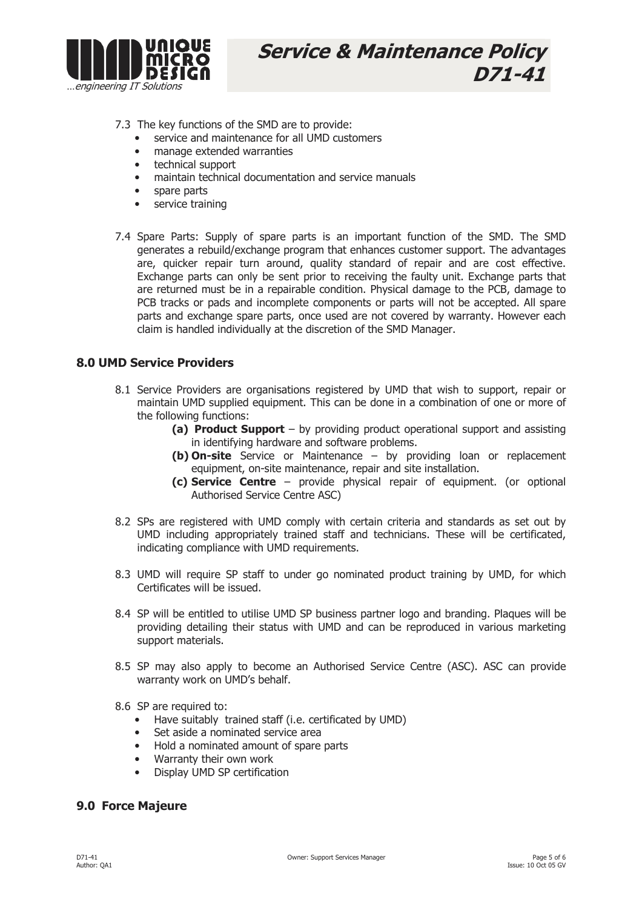7.3 The key functions of the SMD are to provide:

- service and maintenance for all UMD customers
- manage extended warranties
- technical support
- maintain technical documentation and service manuals
- spare parts
- service training

7.4 Spare Parts: Supply of spare parts is an important function of the SMD. The SMD generates a rebuild/exchange program that enhances customer support. The advantages are, quicker repair turn around, quality standard of repair and are cost effective. Exchange parts can only be sent prior to receiving the faulty unit. Exchange parts that are returned must be in a repairable condition. Physical damage to the PCB, damage to PCB tracks or pads and incomplete components or parts will not be accepted. All spare parts and exchange spare parts, once used are not covered by warranty. However each claim is handled individually at the discretion of the SMD Manager.

## 8.0 UMD Service Providers

8.1 Service Providers are organisations registered by UMD that wish to support, repair or maintain UMD supplied equipment. This can be done in a combination of one or more of the following functions:

- **(a) Product Support** – by providing product operational support and assisting in identifying hardware and software problems.
- **(b) On-site** Service or Maintenance – by providing loan or replacement equipment, on-site maintenance, repair and site installation.
- **(c) Service Centre** – provide physical repair of equipment. (or optional Authorised Service Centre ASC)

8.2 SPs are registered with UMD comply with certain criteria and standards as set out by UMD including appropriately trained staff and technicians. These will be certificated, indicating compliance with UMD requirements.

8.3 UMD will require SP staff to under go nominated product training by UMD, for which Certificates will be issued.

8.4 SP will be entitled to utilise UMD SP business partner logo and branding. Plaques will be providing detailing their status with UMD and can be reproduced in various marketing support materials.

8.5 SP may also apply to become an Authorised Service Centre (ASC). ASC can provide warranty work on UMD's behalf.

8.6 SP are required to:

- Have suitably trained staff (i.e. certificated by UMD)
- Set aside a nominated service area
- Hold a nominated amount of spare parts
- Warranty their own work
- Display UMD SP certification

## 9.0 Force Majeure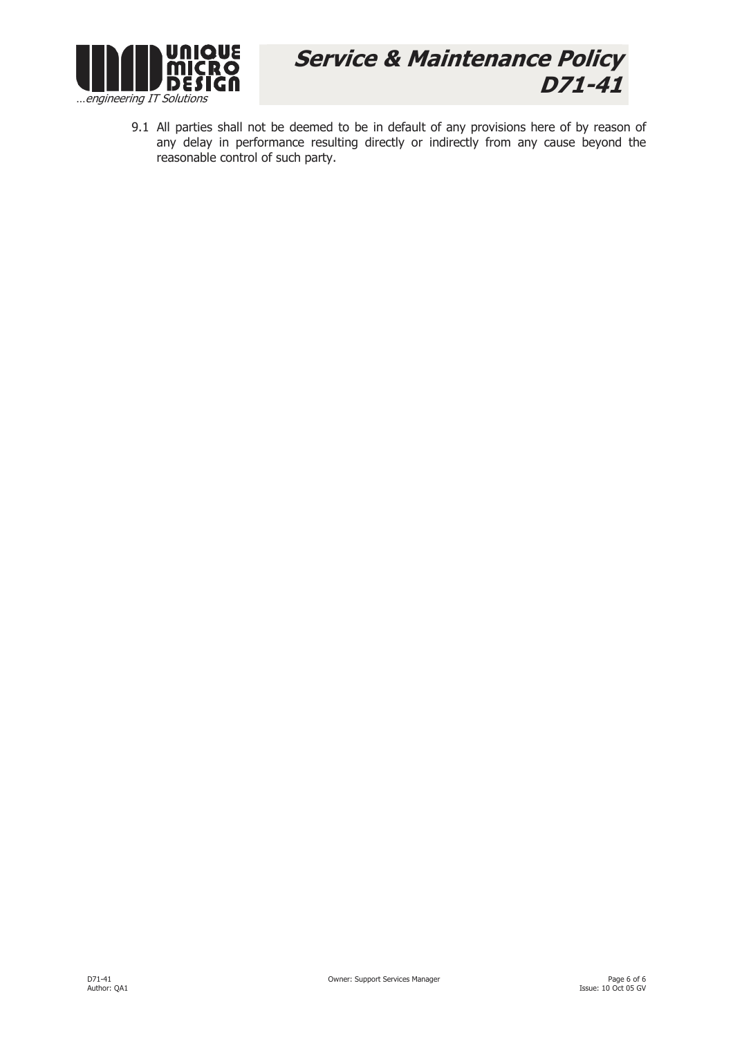9.1 All parties shall not be deemed to be in default of any provisions here of by reason of any delay in performance resulting directly or indirectly from any cause beyond the reasonable control of such party.